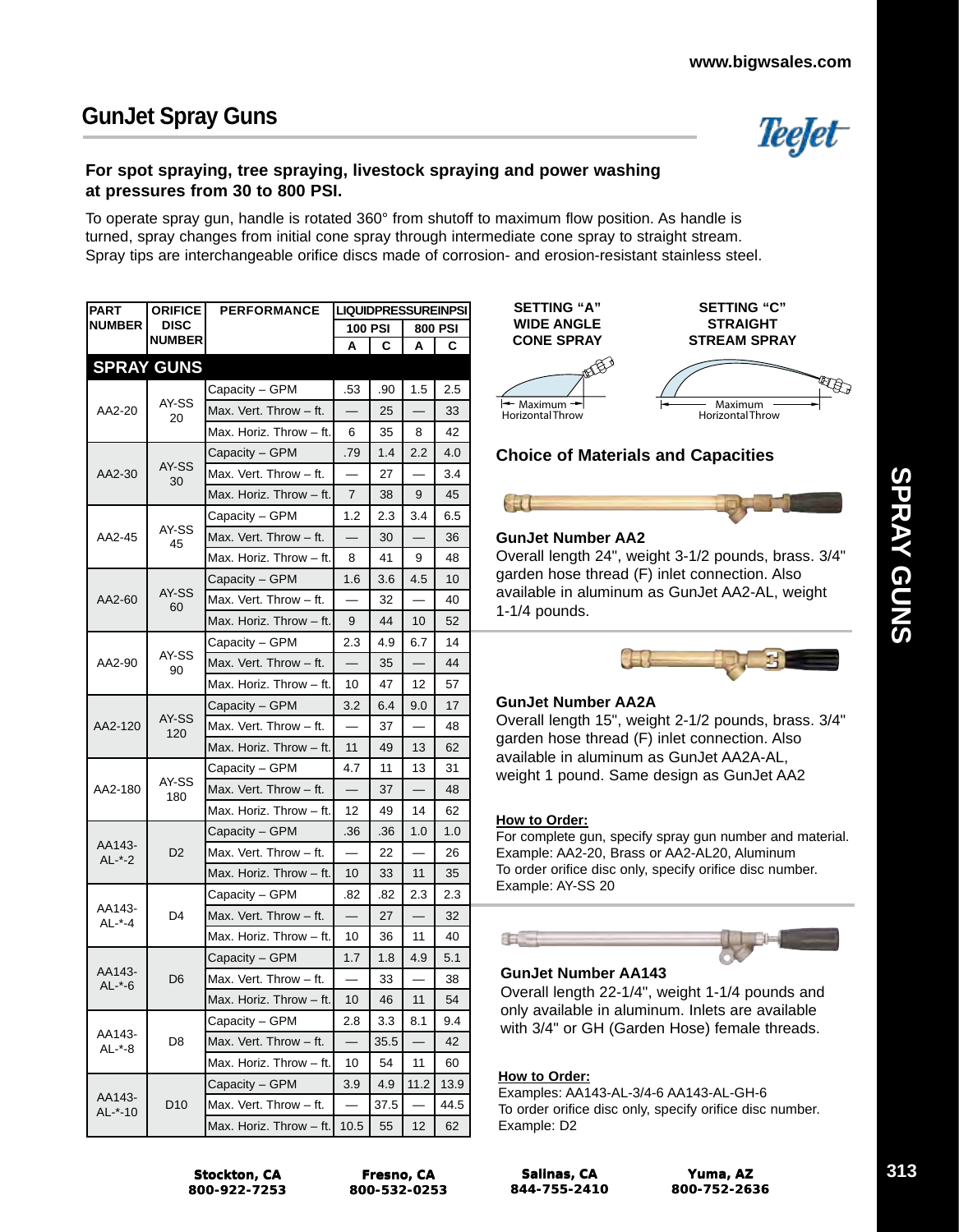## GunJet Spray Guns

TeeJet

**For spot spraying, tree spraying, livestock spraying and power washing at pressures from 30 to 800 PSI.**

To operate spray gun, handle is rotated 360° from shutoff to maximum flow position. As handle is turned, spray changes from initial cone spray through intermediate cone spray to straight stream. Spray tips are interchangeable orifice discs made of corrosion- and erosion-resistant stainless steel.

| PART NUMBER | ORIFICE DISC NUMBER | PERFORMANCE | LIQUID PRESSURE IN PSI | | | |
|---|---|---|---|---|---|---|
| | | | 100 PSI | | 800 PSI | |
| | | | A | C | A | C |
| **SPRAY GUNS** | | | | | | |
| AA2-20 | AY-SS 20 | Capacity – GPM | .53 | .90 | 1.5 | 2.5 |
| | | Max. Vert. Throw – ft. | — | 25 | — | 33 |
| | | Max. Horiz. Throw – ft. | 6 | 35 | 8 | 42 |
| AA2-30 | AY-SS 30 | Capacity – GPM | .79 | 1.4 | 2.2 | 4.0 |
| | | Max. Vert. Throw – ft. | — | 27 | — | 3.4 |
| | | Max. Horiz. Throw – ft. | 7 | 38 | 9 | 45 |
| AA2-45 | AY-SS 45 | Capacity – GPM | 1.2 | 2.3 | 3.4 | 6.5 |
| | | Max. Vert. Throw – ft. | — | 30 | — | 36 |
| | | Max. Horiz. Throw – ft. | 8 | 41 | 9 | 48 |
| AA2-60 | AY-SS 60 | Capacity – GPM | 1.6 | 3.6 | 4.5 | 10 |
| | | Max. Vert. Throw – ft. | — | 32 | — | 40 |
| | | Max. Horiz. Throw – ft. | 9 | 44 | 10 | 52 |
| AA2-90 | AY-SS 90 | Capacity – GPM | 2.3 | 4.9 | 6.7 | 14 |
| | | Max. Vert. Throw – ft. | — | 35 | — | 44 |
| | | Max. Horiz. Throw – ft. | 10 | 47 | 12 | 57 |
| AA2-120 | AY-SS 120 | Capacity – GPM | 3.2 | 6.4 | 9.0 | 17 |
| | | Max. Vert. Throw – ft. | — | 37 | — | 48 |
| | | Max. Horiz. Throw – ft. | 11 | 49 | 13 | 62 |
| AA2-180 | AY-SS 180 | Capacity – GPM | 4.7 | 11 | 13 | 31 |
| | | Max. Vert. Throw – ft. | — | 37 | — | 48 |
| | | Max. Horiz. Throw – ft. | 12 | 49 | 14 | 62 |
| AA143-AL-*-2 | D2 | Capacity – GPM | .36 | .36 | 1.0 | 1.0 |
| | | Max. Vert. Throw – ft. | — | 22 | — | 26 |
| | | Max. Horiz. Throw – ft. | 10 | 33 | 11 | 35 |
| AA143-AL-*-4 | D4 | Capacity – GPM | .82 | .82 | 2.3 | 2.3 |
| | | Max. Vert. Throw – ft. | — | 27 | — | 32 |
| | | Max. Horiz. Throw – ft. | 10 | 36 | 11 | 40 |
| AA143-AL-*-6 | D6 | Capacity – GPM | 1.7 | 1.8 | 4.9 | 5.1 |
| | | Max. Vert. Throw – ft. | — | 33 | — | 38 |
| | | Max. Horiz. Throw – ft. | 10 | 46 | 11 | 54 |
| AA143-AL-*-8 | D8 | Capacity – GPM | 2.8 | 3.3 | 8.1 | 9.4 |
| | | Max. Vert. Throw – ft. | — | 35.5 | — | 42 |
| | | Max. Horiz. Throw – ft. | 10 | 54 | 11 | 60 |
| AA143-AL-*-10 | D10 | Capacity – GPM | 3.9 | 4.9 | 11.2 | 13.9 |
| | | Max. Vert. Throw – ft. | — | 37.5 | — | 44.5 |
| | | Max. Horiz. Throw – ft. | 10.5 | 55 | 12 | 62 |

**SETTING "A" WIDE ANGLE CONE SPRAY** — Maximum Horizontal Throw

**SETTING "C" STRAIGHT STREAM SPRAY** — Maximum Horizontal Throw

### Choice of Materials and Capacities

**GunJet Number AA2**
Overall length 24", weight 3-1/2 pounds, brass. 3/4" garden hose thread (F) inlet connection. Also available in aluminum as GunJet AA2-AL, weight 1-1/4 pounds.

**GunJet Number AA2A**
Overall length 15", weight 2-1/2 pounds, brass. 3/4" garden hose thread (F) inlet connection. Also available in aluminum as GunJet AA2A-AL, weight 1 pound. Same design as GunJet AA2

**How to Order:**
For complete gun, specify spray gun number and material.
Example: AA2-20, Brass or AA2-AL20, Aluminum
To order orifice disc only, specify orifice disc number.
Example: AY-SS 20

**GunJet Number AA143**
Overall length 22-1/4", weight 1-1/4 pounds and only available in aluminum. Inlets are available with 3/4" or GH (Garden Hose) female threads.

**How to Order:**
Examples: AA143-AL-3/4-6 AA143-AL-GH-6
To order orifice disc only, specify orifice disc number.
Example: D2

SPRAY GUNS

Stockton, CA 800-922-7253 | Fresno, CA 800-532-0253 | Salinas, CA 844-755-2410 | Yuma, AZ 800-752-2636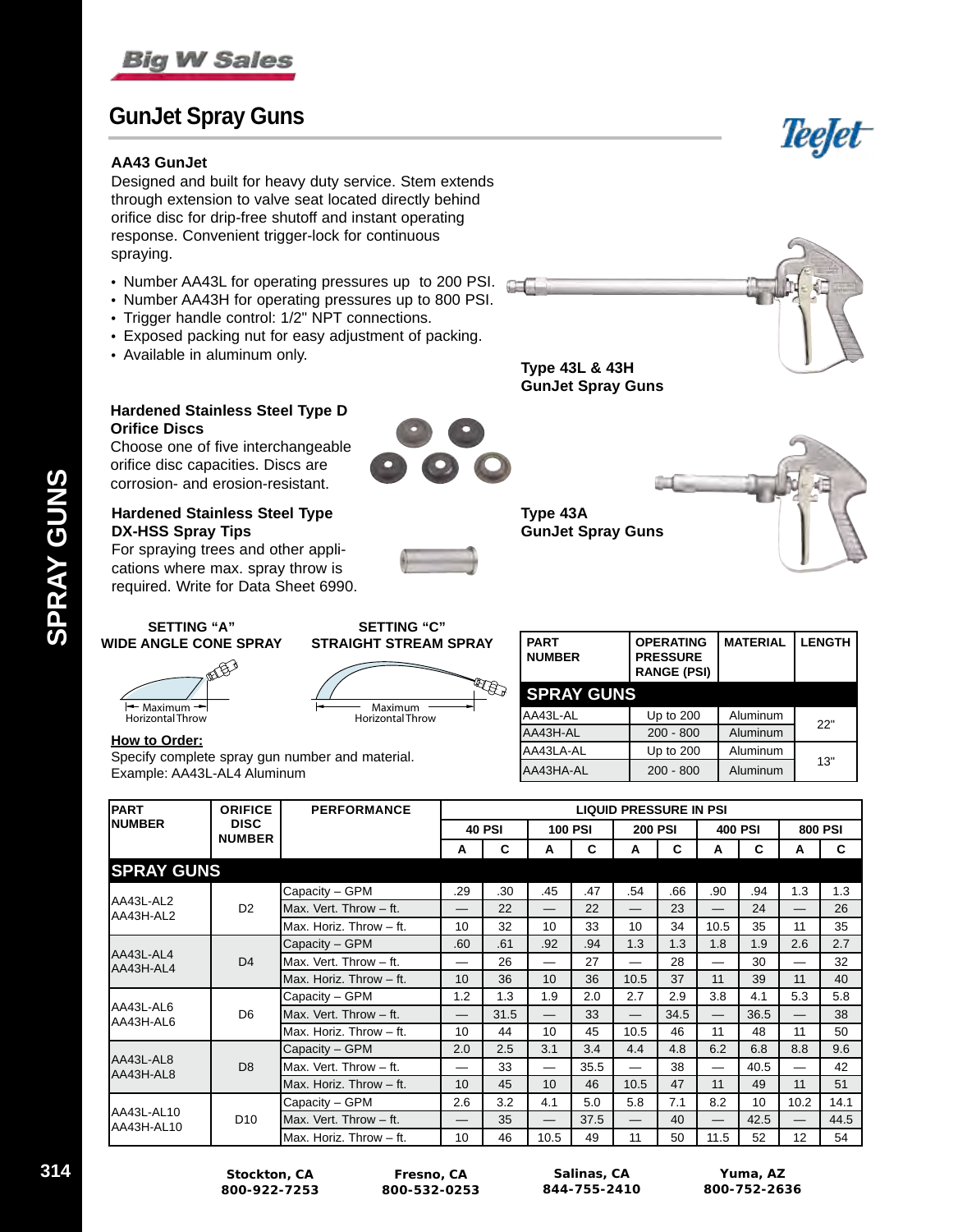# GunJet Spray Guns

### AA43 GunJet

Designed and built for heavy duty service. Stem extends through extension to valve seat located directly behind orifice disc for drip-free shutoff and instant operating response. Convenient trigger-lock for continuous spraying.

- Number AA43L for operating pressures up to 200 PSI.
- Number AA43H for operating pressures up to 800 PSI.
- Trigger handle control: 1/2" NPT connections.
- Exposed packing nut for easy adjustment of packing.
- Available in aluminum only.

**Type 43L & 43H GunJet Spray Guns**

### Hardened Stainless Steel Type D Orifice Discs

Choose one of five interchangeable orifice disc capacities. Discs are corrosion- and erosion-resistant.

### Hardened Stainless Steel Type DX-HSS Spray Tips

For spraying trees and other applications where max. spray throw is required. Write for Data Sheet 6990.

**Type 43A GunJet Spray Guns**

**SETTING "A" WIDE ANGLE CONE SPRAY**

Maximum Horizontal Throw

**SETTING "C" STRAIGHT STREAM SPRAY**

Maximum Horizontal Throw

**How to Order:**

Specify complete spray gun number and material.
Example: AA43L-AL4 Aluminum

| PART NUMBER | OPERATING PRESSURE RANGE (PSI) | MATERIAL | LENGTH |
|---|---|---|---|
| **SPRAY GUNS** | | | |
| AA43L-AL | Up to 200 | Aluminum | 22" |
| AA43H-AL | 200 - 800 | Aluminum | 22" |
| AA43LA-AL | Up to 200 | Aluminum | 13" |
| AA43HA-AL | 200 - 800 | Aluminum | 13" |

| PART NUMBER | ORIFICE DISC NUMBER | PERFORMANCE | LIQUID PRESSURE IN PSI | | | | | | | | | |
|---|---|---|---|---|---|---|---|---|---|---|---|---|
| | | | 40 PSI | | 100 PSI | | 200 PSI | | 400 PSI | | 800 PSI | |
| | | | A | C | A | C | A | C | A | C | A | C |
| **SPRAY GUNS** | | | | | | | | | | | | |
| AA43L-AL2 AA43H-AL2 | D2 | Capacity – GPM | .29 | .30 | .45 | .47 | .54 | .66 | .90 | .94 | 1.3 | 1.3 |
| | | Max. Vert. Throw – ft. | — | 22 | — | 22 | — | 23 | — | 24 | — | 26 |
| | | Max. Horiz. Throw – ft. | 10 | 32 | 10 | 33 | 10 | 34 | 10.5 | 35 | 11 | 35 |
| AA43L-AL4 AA43H-AL4 | D4 | Capacity – GPM | .60 | .61 | .92 | .94 | 1.3 | 1.3 | 1.8 | 1.9 | 2.6 | 2.7 |
| | | Max. Vert. Throw – ft. | — | 26 | — | 27 | — | 28 | — | 30 | — | 32 |
| | | Max. Horiz. Throw – ft. | 10 | 36 | 10 | 36 | 10.5 | 37 | 11 | 39 | 11 | 40 |
| AA43L-AL6 AA43H-AL6 | D6 | Capacity – GPM | 1.2 | 1.3 | 1.9 | 2.0 | 2.7 | 2.9 | 3.8 | 4.1 | 5.3 | 5.8 |
| | | Max. Vert. Throw – ft. | — | 31.5 | — | 33 | — | 34.5 | — | 36.5 | — | 38 |
| | | Max. Horiz. Throw – ft. | 10 | 44 | 10 | 45 | 10.5 | 46 | 11 | 48 | 11 | 50 |
| AA43L-AL8 AA43H-AL8 | D8 | Capacity – GPM | 2.0 | 2.5 | 3.1 | 3.4 | 4.4 | 4.8 | 6.2 | 6.8 | 8.8 | 9.6 |
| | | Max. Vert. Throw – ft. | — | 33 | — | 35.5 | — | 38 | — | 40.5 | — | 42 |
| | | Max. Horiz. Throw – ft. | 10 | 45 | 10 | 46 | 10.5 | 47 | 11 | 49 | 11 | 51 |
| AA43L-AL10 AA43H-AL10 | D10 | Capacity – GPM | 2.6 | 3.2 | 4.1 | 5.0 | 5.8 | 7.1 | 8.2 | 10 | 10.2 | 14.1 |
| | | Max. Vert. Throw – ft. | — | 35 | — | 37.5 | — | 40 | — | 42.5 | — | 44.5 |
| | | Max. Horiz. Throw – ft. | 10 | 46 | 10.5 | 49 | 11 | 50 | 11.5 | 52 | 12 | 54 |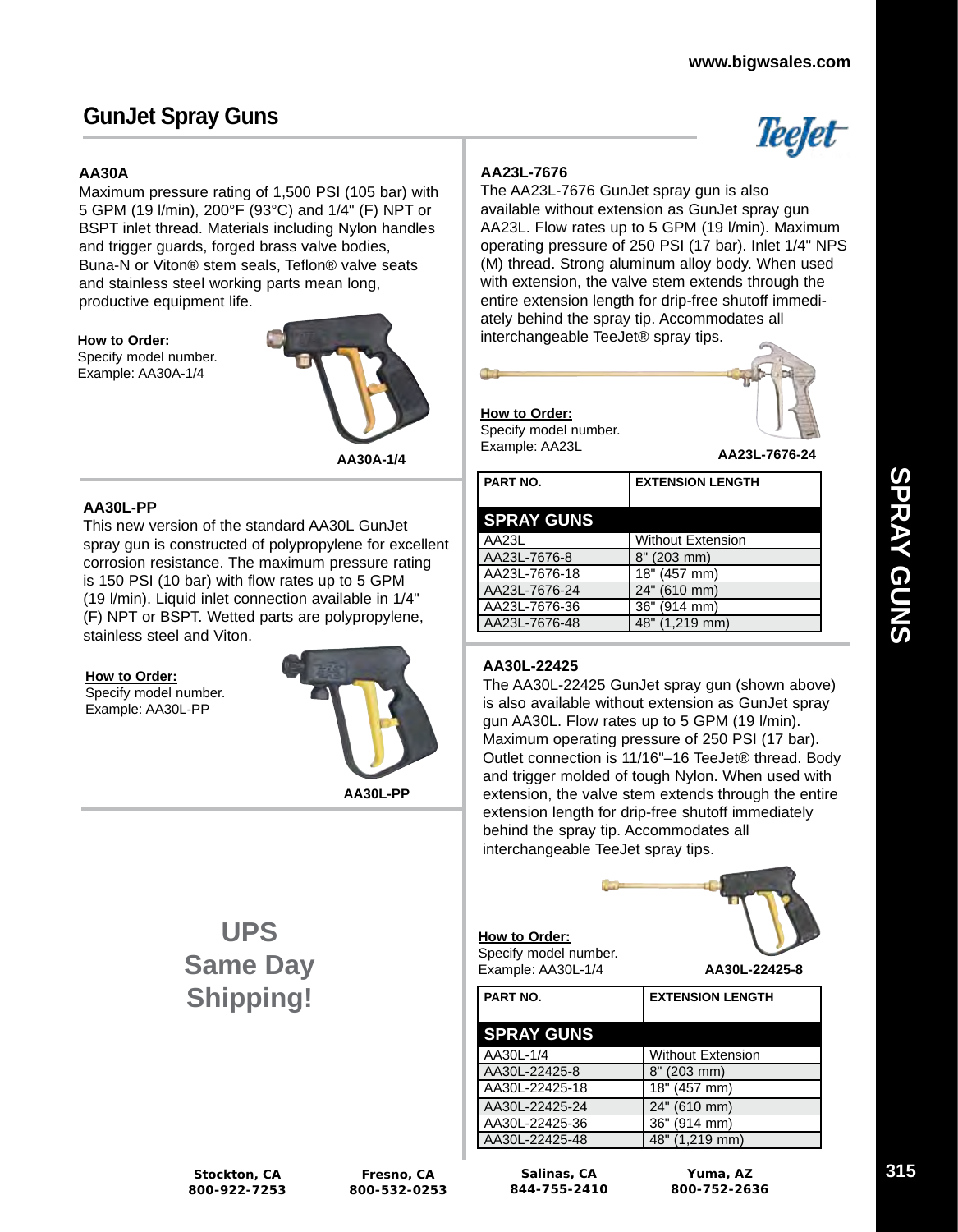# GunJet Spray Guns

### AA30A

Maximum pressure rating of 1,500 PSI (105 bar) with 5 GPM (19 l/min), 200°F (93°C) and 1/4" (F) NPT or BSPT inlet thread. Materials including Nylon handles and trigger guards, forged brass valve bodies, Buna-N or Viton® stem seals, Teflon® valve seats and stainless steel working parts mean long, productive equipment life.

**How to Order:**
Specify model number.
Example: AA30A-1/4

**AA30A-1/4**

### AA30L-PP

This new version of the standard AA30L GunJet spray gun is constructed of polypropylene for excellent corrosion resistance. The maximum pressure rating is 150 PSI (10 bar) with flow rates up to 5 GPM (19 l/min). Liquid inlet connection available in 1/4" (F) NPT or BSPT. Wetted parts are polypropylene, stainless steel and Viton.

**How to Order:**
Specify model number.
Example: AA30L-PP

**AA30L-PP**

**UPS Same Day Shipping!**

### AA23L-7676

The AA23L-7676 GunJet spray gun is also available without extension as GunJet spray gun AA23L. Flow rates up to 5 GPM (19 l/min). Maximum operating pressure of 250 PSI (17 bar). Inlet 1/4" NPS (M) thread. Strong aluminum alloy body. When used with extension, the valve stem extends through the entire extension length for drip-free shutoff immediately behind the spray tip. Accommodates all interchangeable TeeJet® spray tips.

**How to Order:**
Specify model number.
Example: AA23L

**AA23L-7676-24**

| PART NO. | EXTENSION LENGTH |
|---|---|
| **SPRAY GUNS** | |
| AA23L | Without Extension |
| AA23L-7676-8 | 8" (203 mm) |
| AA23L-7676-18 | 18" (457 mm) |
| AA23L-7676-24 | 24" (610 mm) |
| AA23L-7676-36 | 36" (914 mm) |
| AA23L-7676-48 | 48" (1,219 mm) |

### AA30L-22425

The AA30L-22425 GunJet spray gun (shown above) is also available without extension as GunJet spray gun AA30L. Flow rates up to 5 GPM (19 l/min). Maximum operating pressure of 250 PSI (17 bar). Outlet connection is 11/16"–16 TeeJet® thread. Body and trigger molded of tough Nylon. When used with extension, the valve stem extends through the entire extension length for drip-free shutoff immediately behind the spray tip. Accommodates all interchangeable TeeJet spray tips.

**How to Order:**
Specify model number.
Example: AA30L-1/4

**AA30L-22425-8**

| PART NO. | EXTENSION LENGTH |
|---|---|
| **SPRAY GUNS** | |
| AA30L-1/4 | Without Extension |
| AA30L-22425-8 | 8" (203 mm) |
| AA30L-22425-18 | 18" (457 mm) |
| AA30L-22425-24 | 24" (610 mm) |
| AA30L-22425-36 | 36" (914 mm) |
| AA30L-22425-48 | 48" (1,219 mm) |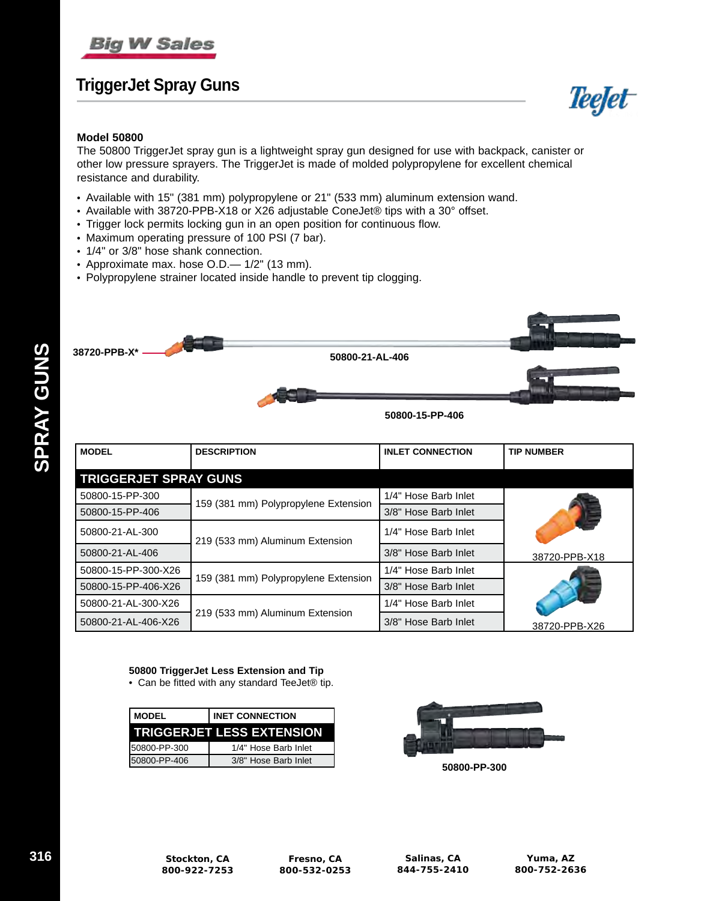# TriggerJet Spray Guns

### Model 50800

The 50800 TriggerJet spray gun is a lightweight spray gun designed for use with backpack, canister or other low pressure sprayers. The TriggerJet is made of molded polypropylene for excellent chemical resistance and durability.

- Available with 15" (381 mm) polypropylene or 21" (533 mm) aluminum extension wand.
- Available with 38720-PPB-X18 or X26 adjustable ConeJet® tips with a 30° offset.
- Trigger lock permits locking gun in an open position for continuous flow.
- Maximum operating pressure of 100 PSI (7 bar).
- 1/4" or 3/8" hose shank connection.
- Approximate max. hose O.D.— 1/2" (13 mm).
- Polypropylene strainer located inside handle to prevent tip clogging.

38720-PPB-X*

50800-21-AL-406

50800-15-PP-406

| MODEL | DESCRIPTION | INLET CONNECTION | TIP NUMBER |
|---|---|---|---|
| **TRIGGERJET SPRAY GUNS** | | | |
| 50800-15-PP-300 | 159 (381 mm) Polypropylene Extension | 1/4" Hose Barb Inlet | 38720-PPB-X18 |
| 50800-15-PP-406 | 159 (381 mm) Polypropylene Extension | 3/8" Hose Barb Inlet | 38720-PPB-X18 |
| 50800-21-AL-300 | 219 (533 mm) Aluminum Extension | 1/4" Hose Barb Inlet | 38720-PPB-X18 |
| 50800-21-AL-406 | 219 (533 mm) Aluminum Extension | 3/8" Hose Barb Inlet | 38720-PPB-X18 |
| 50800-15-PP-300-X26 | 159 (381 mm) Polypropylene Extension | 1/4" Hose Barb Inlet | 38720-PPB-X26 |
| 50800-15-PP-406-X26 | 159 (381 mm) Polypropylene Extension | 3/8" Hose Barb Inlet | 38720-PPB-X26 |
| 50800-21-AL-300-X26 | 219 (533 mm) Aluminum Extension | 1/4" Hose Barb Inlet | 38720-PPB-X26 |
| 50800-21-AL-406-X26 | 219 (533 mm) Aluminum Extension | 3/8" Hose Barb Inlet | 38720-PPB-X26 |

**50800 TriggerJet Less Extension and Tip**

- Can be fitted with any standard TeeJet® tip.

| MODEL | INET CONNECTION |
|---|---|
| **TRIGGERJET LESS EXTENSION** | |
| 50800-PP-300 | 1/4" Hose Barb Inlet |
| 50800-PP-406 | 3/8" Hose Barb Inlet |

50800-PP-300

Stockton, CA 800-922-7253 | Fresno, CA 800-532-0253 | Salinas, CA 844-755-2410 | Yuma, AZ 800-752-2636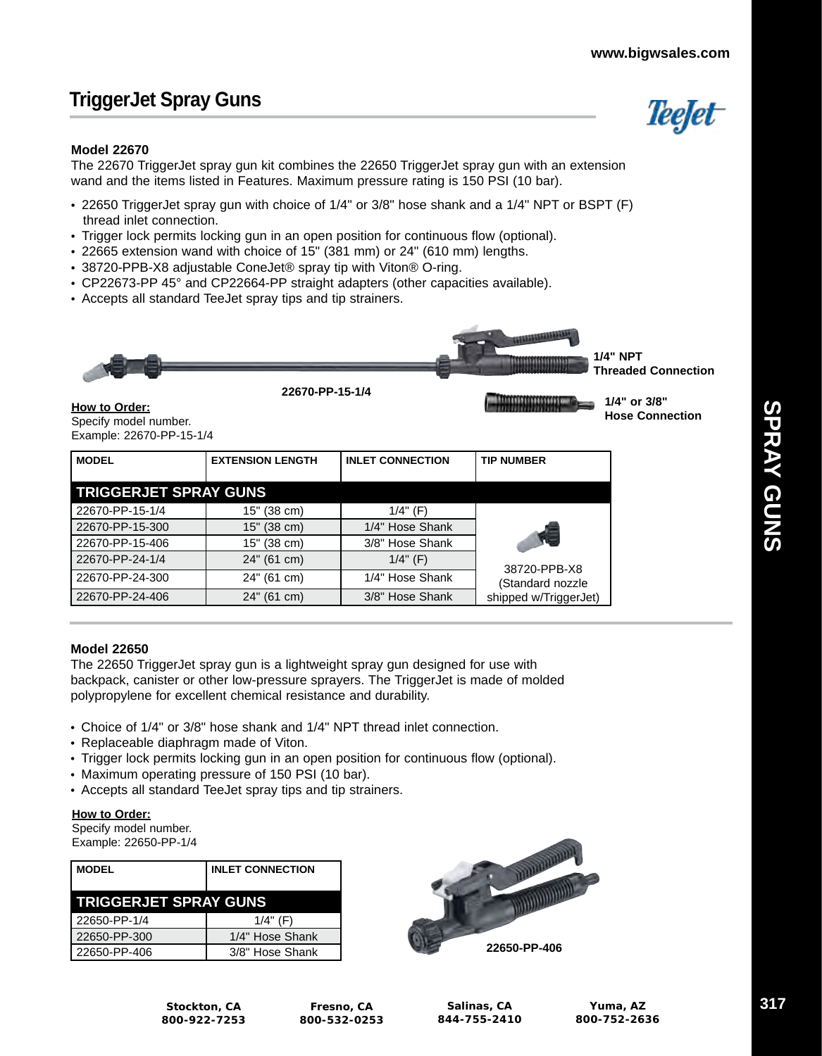## TriggerJet Spray Guns

### Model 22670

The 22670 TriggerJet spray gun kit combines the 22650 TriggerJet spray gun with an extension wand and the items listed in Features. Maximum pressure rating is 150 PSI (10 bar).

- 22650 TriggerJet spray gun with choice of 1/4" or 3/8" hose shank and a 1/4" NPT or BSPT (F) thread inlet connection.
- Trigger lock permits locking gun in an open position for continuous flow (optional).
- 22665 extension wand with choice of 15" (381 mm) or 24" (610 mm) lengths.
- 38720-PPB-X8 adjustable ConeJet® spray tip with Viton® O-ring.
- CP22673-PP 45° and CP22664-PP straight adapters (other capacities available).
- Accepts all standard TeeJet spray tips and tip strainers.

**1/4" NPT Threaded Connection**

**22670-PP-15-1/4**

**1/4" or 3/8" Hose Connection**

**How to Order:**
Specify model number.
Example: 22670-PP-15-1/4

| MODEL | EXTENSION LENGTH | INLET CONNECTION | TIP NUMBER |
|---|---|---|---|
| **TRIGGERJET SPRAY GUNS** | | | |
| 22670-PP-15-1/4 | 15" (38 cm) | 1/4" (F) | 38720-PPB-X8 (Standard nozzle shipped w/TriggerJet) |
| 22670-PP-15-300 | 15" (38 cm) | 1/4" Hose Shank | |
| 22670-PP-15-406 | 15" (38 cm) | 3/8" Hose Shank | |
| 22670-PP-24-1/4 | 24" (61 cm) | 1/4" (F) | |
| 22670-PP-24-300 | 24" (61 cm) | 1/4" Hose Shank | |
| 22670-PP-24-406 | 24" (61 cm) | 3/8" Hose Shank | |

### Model 22650

The 22650 TriggerJet spray gun is a lightweight spray gun designed for use with backpack, canister or other low-pressure sprayers. The TriggerJet is made of molded polypropylene for excellent chemical resistance and durability.

- Choice of 1/4" or 3/8" hose shank and 1/4" NPT thread inlet connection.
- Replaceable diaphragm made of Viton.
- Trigger lock permits locking gun in an open position for continuous flow (optional).
- Maximum operating pressure of 150 PSI (10 bar).
- Accepts all standard TeeJet spray tips and tip strainers.

**How to Order:**
Specify model number.
Example: 22650-PP-1/4

| MODEL | INLET CONNECTION |
|---|---|
| **TRIGGERJET SPRAY GUNS** | |
| 22650-PP-1/4 | 1/4" (F) |
| 22650-PP-300 | 1/4" Hose Shank |
| 22650-PP-406 | 3/8" Hose Shank |

**22650-PP-406**

**Stockton, CA** 800-922-7253 | **Fresno, CA** 800-532-0253 | **Salinas, CA** 844-755-2410 | **Yuma, AZ** 800-752-2636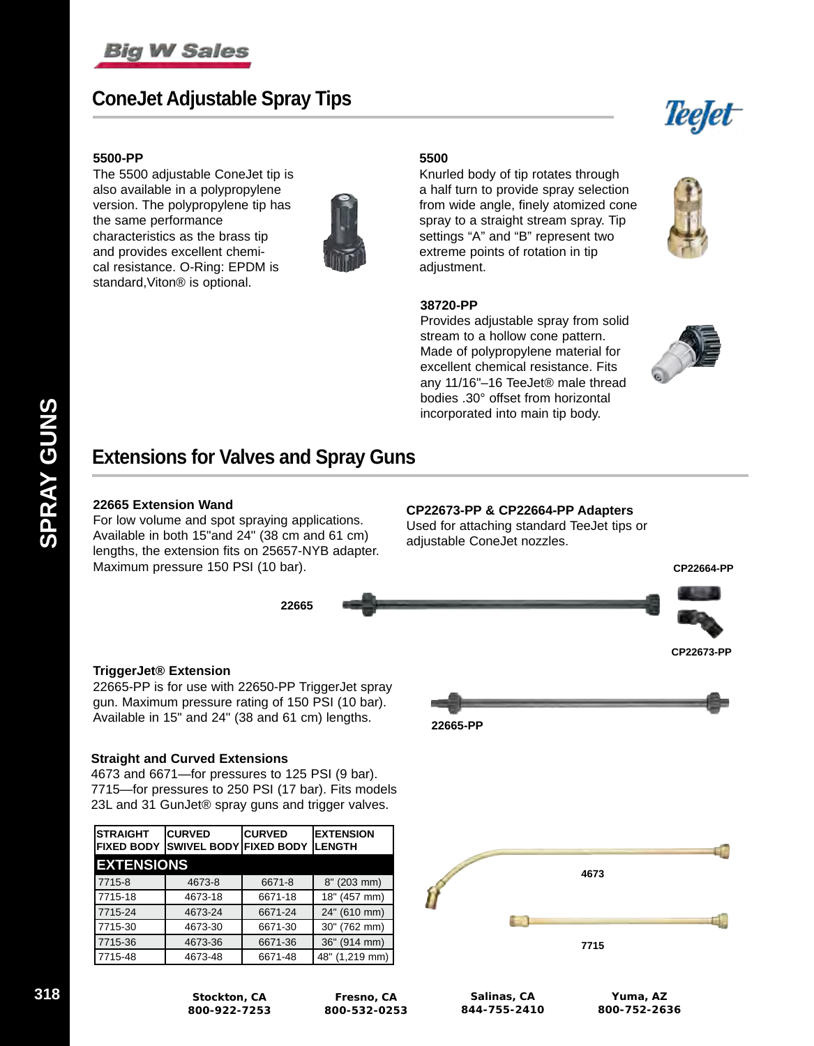## ConeJet Adjustable Spray Tips

**5500-PP**
The 5500 adjustable ConeJet tip is also available in a polypropylene version. The polypropylene tip has the same performance characteristics as the brass tip and provides excellent chemical resistance. O-Ring: EPDM is standard,Viton® is optional.

**5500**
Knurled body of tip rotates through a half turn to provide spray selection from wide angle, finely atomized cone spray to a straight stream spray. Tip settings "A" and "B" represent two extreme points of rotation in tip adjustment.

**38720-PP**
Provides adjustable spray from solid stream to a hollow cone pattern. Made of polypropylene material for excellent chemical resistance. Fits any 11/16"–16 TeeJet® male thread bodies .30° offset from horizontal incorporated into main tip body.

## Extensions for Valves and Spray Guns

**22665 Extension Wand**
For low volume and spot spraying applications. Available in both 15"and 24" (38 cm and 61 cm) lengths, the extension fits on 25657-NYB adapter. Maximum pressure 150 PSI (10 bar).

**CP22673-PP & CP22664-PP Adapters**
Used for attaching standard TeeJet tips or adjustable ConeJet nozzles.

22665

CP22664-PP

CP22673-PP

**TriggerJet® Extension**
22665-PP is for use with 22650-PP TriggerJet spray gun. Maximum pressure rating of 150 PSI (10 bar). Available in 15" and 24" (38 and 61 cm) lengths.

22665-PP

**Straight and Curved Extensions**
4673 and 6671—for pressures to 125 PSI (9 bar). 7715—for pressures to 250 PSI (17 bar). Fits models 23L and 31 GunJet® spray guns and trigger valves.

| STRAIGHT FIXED BODY | CURVED SWIVEL BODY | CURVED FIXED BODY | EXTENSION LENGTH |
|---|---|---|---|
| **EXTENSIONS** | | | |
| 7715-8 | 4673-8 | 6671-8 | 8" (203 mm) |
| 7715-18 | 4673-18 | 6671-18 | 18" (457 mm) |
| 7715-24 | 4673-24 | 6671-24 | 24" (610 mm) |
| 7715-30 | 4673-30 | 6671-30 | 30" (762 mm) |
| 7715-36 | 4673-36 | 6671-36 | 36" (914 mm) |
| 7715-48 | 4673-48 | 6671-48 | 48" (1,219 mm) |

4673

7715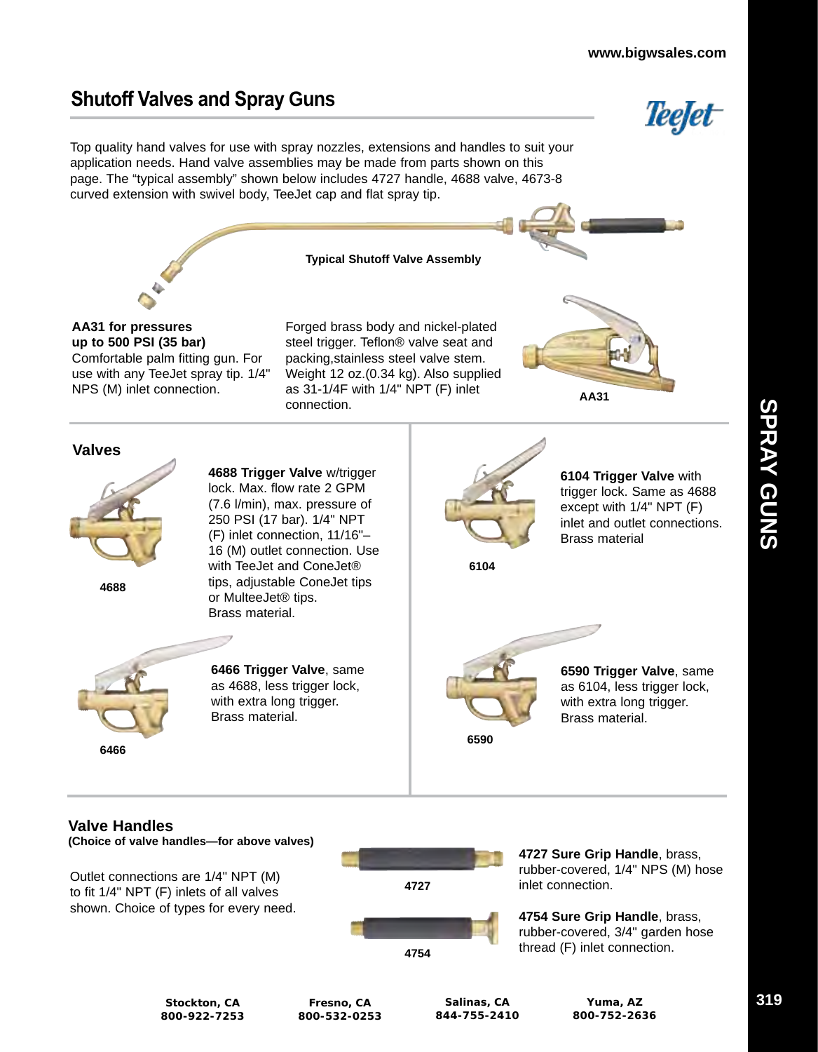## Shutoff Valves and Spray Guns

TeeJet

Top quality hand valves for use with spray nozzles, extensions and handles to suit your application needs. Hand valve assemblies may be made from parts shown on this page. The "typical assembly" shown below includes 4727 handle, 4688 valve, 4673-8 curved extension with swivel body, TeeJet cap and flat spray tip.

**Typical Shutoff Valve Assembly**

**AA31 for pressures up to 500 PSI (35 bar)**
Comfortable palm fitting gun. For use with any TeeJet spray tip. 1/4" NPS (M) inlet connection.

Forged brass body and nickel-plated steel trigger. Teflon® valve seat and packing,stainless steel valve stem. Weight 12 oz.(0.34 kg). Also supplied as 31-1/4F with 1/4" NPT (F) inlet connection.

AA31

### Valves

**4688 Trigger Valve** w/trigger lock. Max. flow rate 2 GPM (7.6 l/min), max. pressure of 250 PSI (17 bar). 1/4" NPT (F) inlet connection, 11/16"–16 (M) outlet connection. Use with TeeJet and ConeJet® tips, adjustable ConeJet tips or MulteeJet® tips. Brass material.

4688

**6104 Trigger Valve** with trigger lock. Same as 4688 except with 1/4" NPT (F) inlet and outlet connections. Brass material

6104

**6466 Trigger Valve**, same as 4688, less trigger lock, with extra long trigger. Brass material.

6466

**6590 Trigger Valve**, same as 6104, less trigger lock, with extra long trigger. Brass material.

6590

### Valve Handles
**(Choice of valve handles—for above valves)**

Outlet connections are 1/4" NPT (M) to fit 1/4" NPT (F) inlets of all valves shown. Choice of types for every need.

4727

**4727 Sure Grip Handle**, brass, rubber-covered, 1/4" NPS (M) hose inlet connection.

4754

**4754 Sure Grip Handle**, brass, rubber-covered, 3/4" garden hose thread (F) inlet connection.